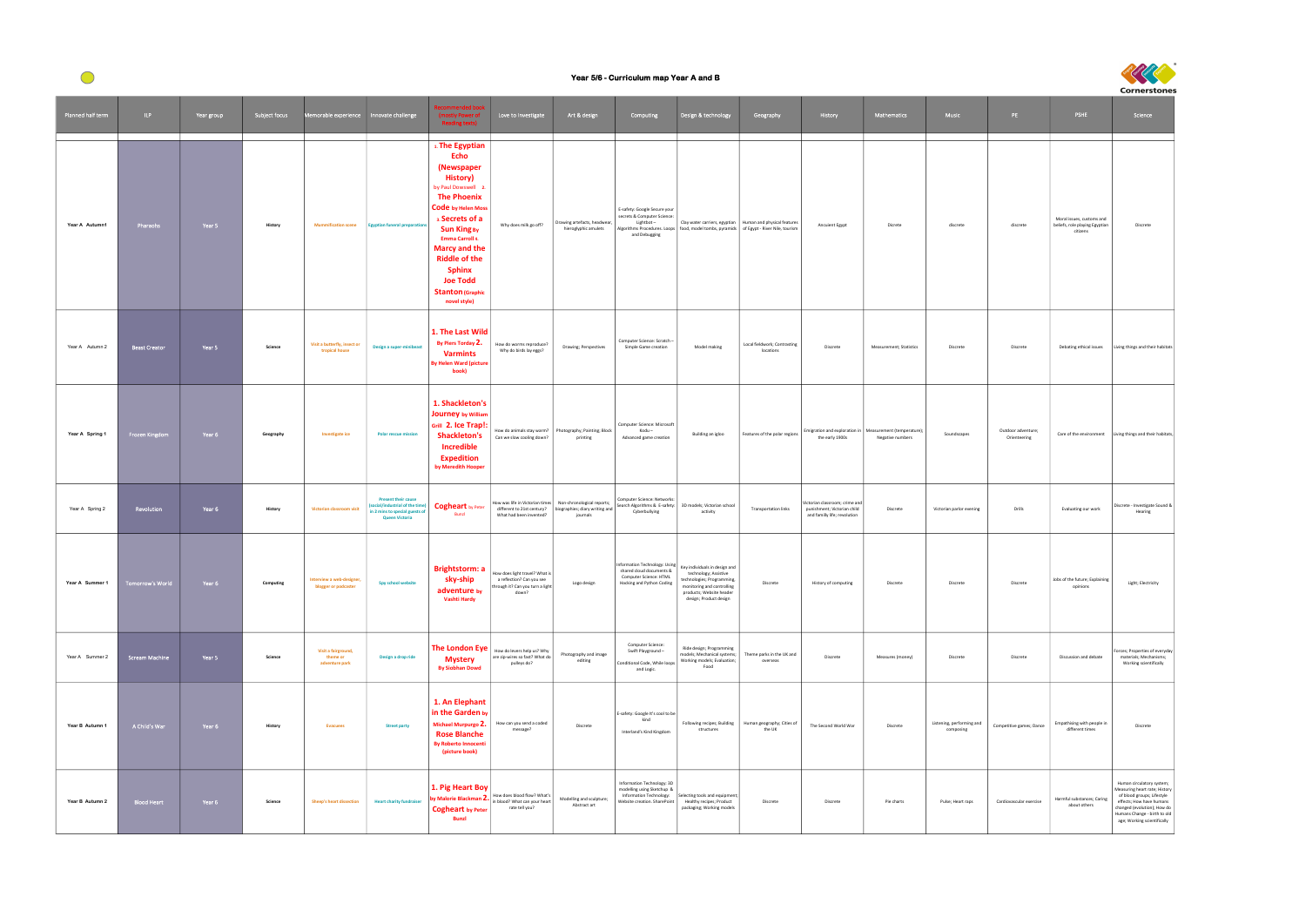# Year 5/6 - Curriculum map Year A and B

Cornerstones

| Planned half term | ILP | Year group | Subject focus | Memorable experience | Innovate challenge | Recommended book (mostly Power of Reading texts) | Love to investigate | Art & design | Computing | Design & technology | Geography | History | Mathematics | Music | PE | PSHE | Science |
|---|---|---|---|---|---|---|---|---|---|---|---|---|---|---|---|---|---|
| Year A Autumn1 | Pharaohs | Year 5 | History | Mummification scene | Egyptian funeral preparations | 1. The Egyptian Echo (Newspaper History) by Paul Dowswell 2. The Phoenix Code by Helen Moss 3. Secrets of a Sun King By Emma Carroll 4. Marcy and the Riddle of the Sphinx Joe Todd Stanton (Graphic novel style) | Why does milk go off? | Drawing artefacts, headwear, hieroglyphic amulets | E-safety: Google Secure your secrets & Computer Science: Lightbot – Algorithms Procedures. Loops and Debugging | Clay water carriers, egyptian food, model tombs, pyramids | Human and physical features of Egypt - River Nile, tourism | Ancient Egypt | Discrete | discrete | discrete | Moral issues, customs and beliefs, role playing Egyptian citizens | Discrete |
| Year A Autumn 2 | Beast Creator | Year 5 | Science | Visit a butterfly, insect or tropical house | Design a super-minibeast | 1. The Last Wild By Piers Torday 2. Varmints By Helen Ward (picture book) | How do worms reproduce? Why do birds lay eggs? | Drawing; Perspectives | Computer Science: Scratch – Simple Game creation | Model making | Local fieldwork; Contrasting locations | Discrete | Measurement; Statistics | Discrete | Discrete | Debating ethical issues | Living things and their habitats |
| Year A Spring 1 | Frozen Kingdom | Year 6 | Geography | Investigate ice | Polar rescue mission | 1. Shackleton's Journey by William Grill 2. Ice Trap!: Shackleton's Incredible Expedition by Meredith Hooper | How do animals stay warm? Can we slow cooling down? | Photography; Painting; Block printing | Computer Science: Microsoft Kodu – Advanced game creation | Building an igloo | Features of the polar regions | Emigration and exploration in the early 1900s | Measurement (temperature); Negative numbers | Soundscapes | Outdoor adventure; Orienteering | Care of the environment | Living things and their habitats, |
| Year A Spring 2 | Revolution | Year 6 | History | Victorian classroom visit | Present their cause (social/industrial of the time) in 2mins to special guests of Queen Victoria | Cogheart by Peter Bunzl | How was life in Victorian times different to 21st century? What had been invented? | Non-chronological reports; biographies; diary writing and journals | Computer Science: Networks: Search Algorithms & E-safety: Cyberbullying | 3D models; Victorian school activity | Transportation links | Victorian classroom; crime and punishment; Victorian child and family life; revolution | Discrete | Victorian parlor evening | Drills | Evaluating our work | Discrete - Investigate Sound & Hearing |
| Year A Summer 1 | Tomorrow's World | Year 6 | Computing | Interview a web-designer, blogger or podcaster | Spy school website | Brightstorm: a sky-ship adventure by Vashti Hardy | How does light travel? What is a reflection? Can you see through it? Can you turn a light down? | Logo design | Information Technology: Using shared cloud documents & Computer Science: HTML Hacking and Python Coding | Key individuals in design and technology; Assistive technologies; Programming, monitoring and controlling products; Website header design; Product design | Discrete | History of computing | Discrete | Discrete | Discrete | Jobs of the future; Explaining opinions | Light; Electricity |
| Year A Summer 2 | Scream Machine | Year 5 | Science | Visit a fairground, theme or adventure park | Design a drop ride | The London Eye Mystery By Siobhan Dowd | How do levers help us? Why are zip-wires so fast? What do pulleys do? | Photography and image editing | Computer Science: Swift Playground – Conditional Code, While loops and Logic | Ride design; Programming models; Mechanical systems; Working models; Evaluation; Food | Theme parks in the UK and overseas | Discrete | Measures (money) | Discrete | Discrete | Discussion and debate | Forces; Properties of everyday materials; Working scientifically |
| Year B Autumn 1 | A Child's War | Year 6 | History | Evacuees | Street party | 1. An Elephant in the Garden by Michael Morpurgo 2. Rose Blanche By Roberto Innocenti (picture book) | How can you send a coded message? | Discrete | E-safety: Google It's cool to be kind Interland's Kind Kingdom | Following recipes; Building structures | Human geography; Cities of the UK | The Second World War | Discrete | Listening, performing and composing | Competitive games; Dance | Empathising with people in different times | Discrete |
| Year B Autumn 2 | Blood Heart | Year 6 | Science | Sheep's heart dissection | Heart charity fundraiser | 1. Pig Heart Boy by Malorie Blackman 2. Cogheart by Peter Bunzl | How does blood flow? What's in blood? What can your heart rate tell you? | Modelling and sculpture; Abstract art | Information Technology: 3D modelling using Sketchup & Information Technology: Website creation. SharePoint | Selecting tools and equipment; Healthy recipes; Product packaging; Working models | Discrete | Discrete | Pie charts | Pulse; Heart raps | Cardiovascular exercise | Harmful substances; Caring about others | Human circulatory system; Measuring heart rate; History of blood groups; Lifestyle effects; How have humans changed (evolution); How do Humans Change - birth to old age; Working scientifically |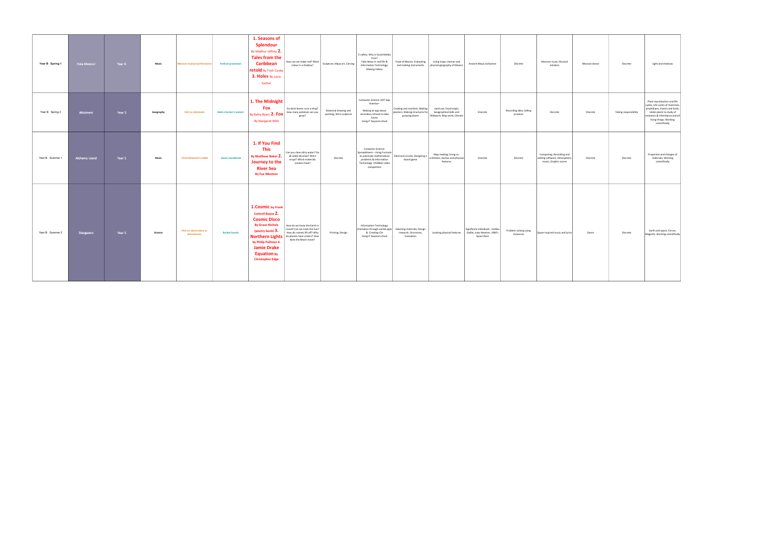| | | | | | | | | | | | | | | | | | | |
|---|---|---|---|---|---|---|---|---|---|---|---|---|---|---|---|---|---|---|
| Year B Spring 1 | Hola Mexico! | Year 6 | Music | Mexican musical performance | Festival procession | 1. Seasons of Splendour By Madhur Jaffrey 2. Tales from the Caribbean retold By Trish Cooke 3. Holes By Louis Sachar | How can we make red? What colour is a shadow? | Sculpture; Maya art; Carving | E-safety: Why is Social Media Free? Fake News in real life & Information Technology: Making Videos | Food of Mexico; Evaluating and making instruments | Using maps; Human and physical geography of Mexico | Ancient Maya civilisation | Discrete | Mexican music; Musical notation | Mexican dance | Discrete | Light and shadows |
| Year B Spring 2 | Allotment | Year 5 | Geography | Visit an allotment | Hold a farmer's market | 1. The Midnight Fox By Betsy Byars 2. Fox By Margaret Wild | Do dock leaves cure a sting? How many potatoes can you grow? | Botanical drawing and painting; Wire sculpture | Computer Science: MIT App Inventor– Making an app about secondary schools to take home Using IT beyond school | Cooking and nutrition; Making planters; Making structures for growing plants | Land use; Food origin; Geographical skills and fieldwork; Map work; Climate | Discrete | Recording data; Selling produce | Discrete | Discrete | Taking responsibility | Plant reproduction and life cycles; Life cycles of mammals, amphibians, insects and birds; relate plants to study of evolution & inheritance and all living things; Working scientifically |
| Year B Summer 1 | Alchemy Island | Year 5 | Music | Chief Alchemist's riddle | Game soundtrack | 1. If You Find This By Matthew Baker 2. Journey to the River Sea By Eva Ibbotson | Can you clean dirty water? Do all solids dissolve? Will it erupt? Which materials conduct heat? | Discrete | Computer Science: Spreadsheets – Using Formula to automate mathematical problems & Information Technology: ChildNet video competition | Electrical circuits; Designing a board game | Map reading; Using co-ordinates; Human and physical features | Discrete | Discrete | Composing; Recording and editing software; Atmospheric music; Graphic scores | Discrete | Discrete | Properties and changes of materials; Working scientifically |
| Year B Summer 2 | Stargazers | Year 5 | Science | Visit an observatory or planetarium | Rocket launch | 1.Cosmic by Frank Cottrell Boyce 2. Cosmic Disco By Grace Nichols (poetry book) 3. Northern Lights by Philip Pullman 4. Jamie Drake Equation by Christopher Edge | How do we know the Earth is round? Can we track the Sun? How do rockets lift off? Why do planets have craters? How does the Moon move? | Printing; Design | Information Technology: Animation through varied apps & Creating CVs Using IT beyond school | Selecting materials; Design research; Structures; Evaluation | Locating physical features | Significant individuals - Galileo Galilei, Isaac Newton; 1960's Space Race | Problem solving using measures | Space-inspired music and lyrics | Dance | Discrete | Earth and space; Forces; Magnets; Working scientifically |